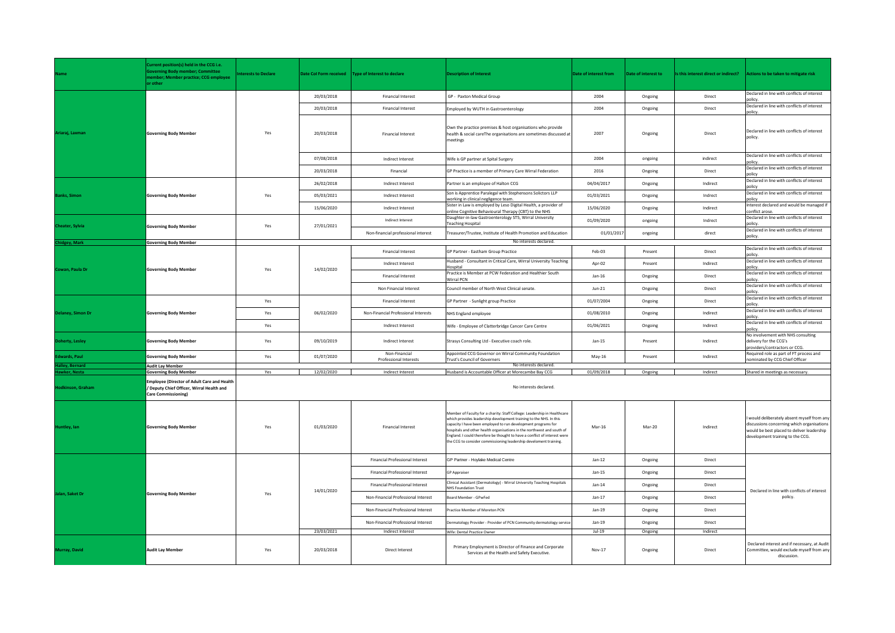| Name | Current position(s) held in the CCG i.e. Governing Body member; Committee member; Member practice; CCG employee or other | Interests to Declare | Date CoI Form received | Type of Interest to declare | Description of Interest | Date of interest from | Date of interest to | Is this interest direct or indirect? | Actions to be taken to mitigate risk |
|---|---|---|---|---|---|---|---|---|---|
| Ariaraj, Laxman | Governing Body Member | Yes | 20/03/2018 | Financial Interest | GP - Paxton Medical Group | 2004 | Ongoing | Direct | Declared in line with conflicts of interest policy. |
| | | | 20/03/2018 | Financial Interest | Employed by WUTH in Gastroenterology | 2004 | Ongoing | Direct | Declared in line with conflicts of interest policy. |
| | | | 20/03/2018 | Financial Interest | Own the practice premises & host organisations who provide health & social careThe organisations are sometimes discussed at meetings | 2007 | Ongoing | Direct | Declared in line with conflicts of interest policy. |
| | | | 07/08/2018 | Indirect Interest | Wife is GP partner at Spital Surgery | 2004 | ongoing | indirect | Declared in line with conflicts of interest policy. |
| | | | 20/03/2018 | Financial | GP Practice is a member of Primary Care Wirral Federation | 2016 | Ongoing | Direct | Declared in line with conflicts of interest policy. |
| Banks, Simon | Governing Body Member | Yes | 26/02/2018 | Indirect Interest | Partner is an employee of Halton CCG | 04/04/2017 | Ongoing | Indirect | Declared in line with conflicts of interest policy |
| | | | 05/03/2021 | Indirect Interest | Son is Apprentice Paralegal with Stephensons Solictors LLP working in clinical negligence team. | 01/03/2021 | Ongoing | Indirect | Declared in line with conflicts of interest policy. |
| | | | 15/06/2020 | Indirect Interest | Sister in Law is employed by Leso Digital Health, a provider of online Cognitive Behavioural Therapy (CBT) to the NHS | 15/06/2020 | Ongoing | Indirect | Interest declared and would be managed if conflict arose. |
| Cheater, Sylvia | Governing Body Member | Yes | 27/01/2021 | Indirect Interest | Daughter-in-law Gastroenterology ST5, Wirral University Teaching Hospital | 01/09/2020 | ongoing | Indirect | Declared in line with conflicts of interest policy. |
| | | | | Non-financial professional interest | Treasurer/Trustee, Institute of Health Promotion and Education | 01/01/2017 | ongoing | direct | Declared in line with conflicts of interest policy. |
| Chidgey, Mark | Governing Body Member | No interests declared. | | | | | | | |
| Cowan, Paula Dr | Governing Body Member | Yes | 14/02/2020 | Financial Interest | GP Partner - Eastham Group Practice | Feb-03 | Present | Direct | Declared in line with conflicts of interest policy. |
| | | | | Indirect Interest | Husband - Consultant in Critical Care, Wirral University Teaching Hospital | Apr-02 | Present | Indirect | Declared in line with conflicts of interest policy. |
| | | | | Financial Interest | Practice is Member at PCW Federation and Healthier South Wirral PCN | Jan-16 | Ongoing | Direct | Declared in line with conflicts of interest policy. |
| | | | | Non Financial Interest | Council member of North West Clinical senate. | Jun-21 | Ongoing | Direct | Declared in line with conflicts of interest policy. |
| Delaney, Simon Dr | Governing Body Member | Yes | 06/02/2020 | Financial Interest | GP Partner - Sunlight group Practice | 01/07/2004 | Ongoing | Direct | Declared in line with conflicts of interest policy. |
| | | Yes | | Non-Financial Professional Interests | NHS England employee | 01/08/2010 | Ongoing | Indirect | Declared in line with conflicts of interest policy. |
| | | Yes | | Indirect Interest | Wife - Employee of Clatterbridge Cancer Care Centre | 01/06/2021 | Ongoing | Indirect | Declared in line with conflicts of interest policy. |
| Doherty, Lesley | Governing Body Member | Yes | 09/10/2019 | Indirect Interest | Strasys Consulting Ltd - Executive coach role. | Jan-15 | Present | Indirect | No involvement with NHS consulting delivery for the CCG's providers/contractors or CCG. |
| Edwards, Paul | Governing Body Member | Yes | 01/07/2020 | Non-Financial Professional Interests | Appointed CCG Governor on Wirral Community Foundation Trust's Council of Governers | May-16 | Present | Indirect | Required role as part of FT process and nominated by CCG Chief Officer |
| Halley, Bernard | Audit Lay Member | No interests declared. | | | | | | | |
| Hawker, Nesta | Governing Body Member | Yes | 12/02/2020 | Indirect Interest | Husband is Accountable Officer at Morecambe Bay CCG | 01/09/2018 | Ongoing | Indirect | Shared in meetings as necessary. |
| Hodkinson, Graham | Employee (Director of Adult Care and Health / Deputy Chief Officer, Wirral Health and Care Commissioning) | No interests declared. | | | | | | | |
| Huntley, Ian | Governing Body Member | Yes | 01/03/2020 | Financial Interest | Member of Faculty for a charity: Staff College: Leadership in Healthcare which provides leadership development training to the NHS. In this capacity I have been employed to run development programs for hospitals and other health organisations in the northwest and south of England. I could therefore be thought to have a conflict of interest were the CCG to consider commissioning leadership develoment training. | Mar-16 | Mar-20 | Indirect | I would deliberately absent myself from any discussions concerning which organisations would be best placed to deliver leadership development training to the CCG. |
| Jalan, Saket Dr | Governing Body Member | Yes | 14/01/2020 | Financial Professional Interest | GP Partner - Hoylake Medical Centre | Jan-12 | Ongoing | Direct | Declared in line with conflicts of interest policy. |
| | | | | Financial Professional Interest | GP Appraiser | Jan-15 | Ongoing | Direct | |
| | | | | Financial Professional Interest | Clinical Assistant (Dermatology) - Wirral University Teaching Hospitals NHS Foundation Trust | Jan-14 | Ongoing | Direct | |
| | | | | Non-Financial Professional Interest | Board Member - GPwFed | Jan-17 | Ongoing | Direct | |
| | | | | Non-Financial Professional Interest | Practice Member of Moreton PCN | Jan-19 | Ongoing | Direct | |
| | | | | Non-Financial Professional Interest | Dermatology Provider - Provider of PCN Community dermatology service | Jan-19 | Ongoing | Direct | |
| | | | 23/03/2021 | Indirect Interest | Wife: Dental Practice Owner | Jul-19 | Ongoing | Indirect | |
| Murray, David | Audit Lay Member | Yes | 20/03/2018 | Direct Interest | Primary Employment is Director of Finance and Corporate Services at the Health and Safety Executive. | Nov-17 | Ongoing | Direct | Declared interest and if necessary, at Audit Committee, would exclude myself from any discussion. |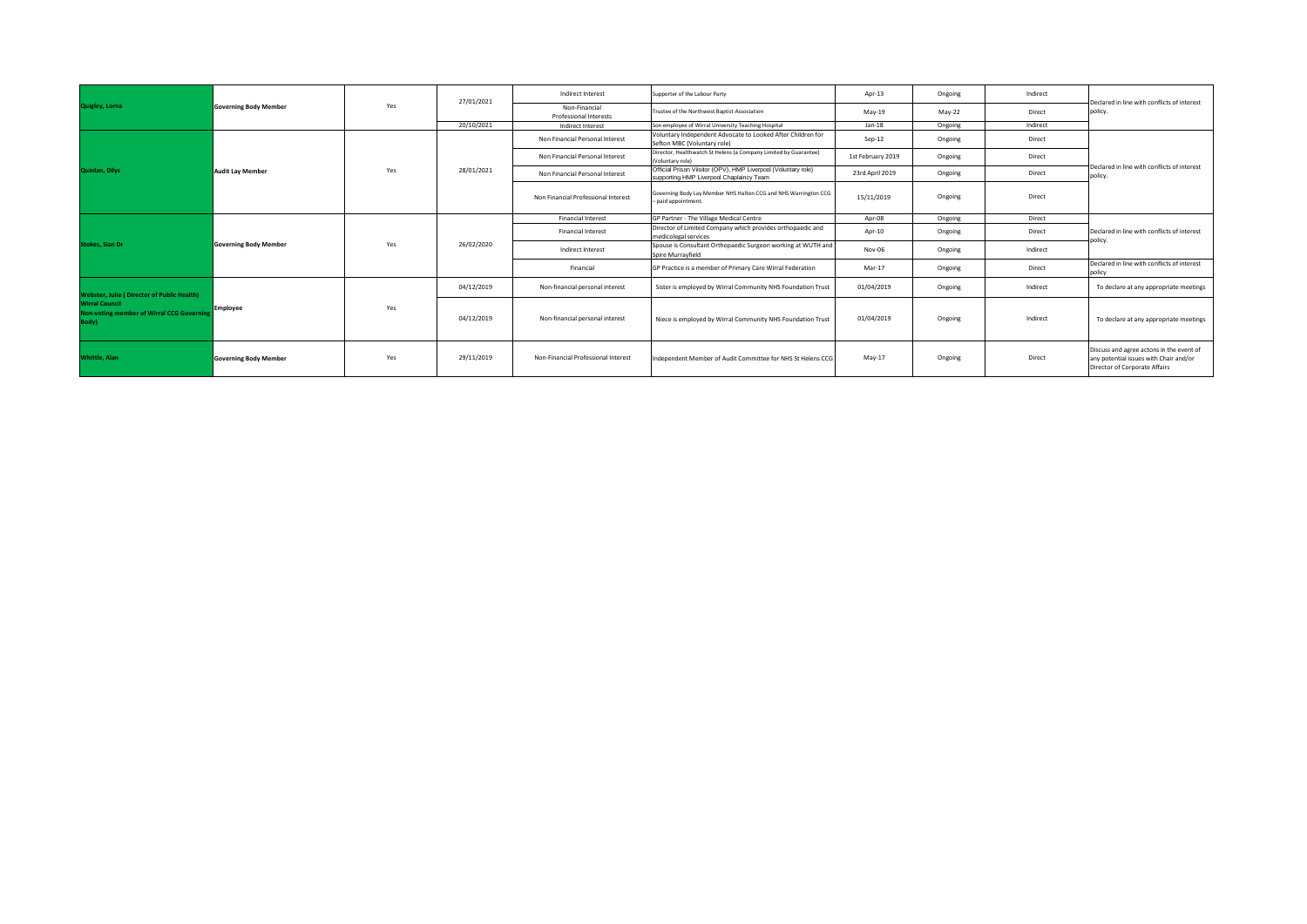| | | | | | | | | | |
|---|---|---|---|---|---|---|---|---|---|
| Quigley, Lorna | Governing Body Member | Yes | 27/01/2021 | Indirect Interest | Supporter of the Labour Party | Apr-13 | Ongoing | Indirect | Declared in line with conflicts of interest policy. |
| | | | | Non-Financial Professional Interests | Trustee of the Northwest Baptist Association | May-19 | May-22 | Direct | |
| | | | 20/10/2021 | Indirect Interest | Son employee of Wirral University Teaching Hospital | Jan-18 | Ongoing | Indirect | |
| Quinlan, Dilys | Audit Lay Member | Yes | 28/01/2021 | Non Financial Personal Interest | Voluntary Independent Advocate to Looked After Children for Sefton MBC (Voluntary role) | Sep-12 | Ongoing | Direct | Declared in line with conflicts of interest policy. |
| | | | | Non Financial Personal Interest | Director, Healthwatch St Helens (a Company Limited by Guarantee) (Voluntary role) | 1st February 2019 | Ongoing | Direct | |
| | | | | Non Financial Personal Interest | Official Prison Visitor (OPV), HMP Liverpool (Voluntary role) supporting HMP Liverpool Chaplaincy Team | 23rd April 2019 | Ongoing | Direct | |
| | | | | Non Financial Professional Interest | Governing Body Lay Member NHS Halton CCG and NHS Warrington CCG – paid appointment. | 15/11/2019 | Ongoing | Direct | |
| Stokes, Sian Dr | Governing Body Member | Yes | 26/02/2020 | Financial Interest | GP Partner - The Village Medical Centre | Apr-08 | Ongoing | Direct | Declared in line with conflicts of interest policy. |
| | | | | Financial Interest | Director of Limited Company which provides orthopaedic and medicolegal services | Apr-10 | Ongoing | Direct | |
| | | | | Indirect Interest | Spouse is Consultant Orthopaedic Surgeon working at WUTH and Spire Murrayfield | Nov-06 | Ongoing | Indirect | |
| | | | | Financial | GP Practice is a member of Primary Care Wirral Federation | Mar-17 | Ongoing | Direct | Declared in line with conflicts of interest policy |
| Webster, Julie ( Director of Public Health) Wirral Council Non-voting member of Wirral CCG Governing Body) | Employee | Yes | 04/12/2019 | Non-financial personal interest | Sister is employed by Wirral Community NHS Foundation Trust | 01/04/2019 | Ongoing | Indirect | To declare at any appropriate meetings |
| | | | 04/12/2019 | Non-financial personal interest | Niece is employed by Wirral Community NHS Foundation Trust | 01/04/2019 | Ongoing | Indirect | To declare at any appropriate meetings |
| Whittle, Alan | Governing Body Member | Yes | 29/11/2019 | Non-Financial Professional Interest | Independent Member of Audit Committee for NHS St Helens CCG | May-17 | Ongoing | Direct | Discuss and agree actons in the event of any potential issues with Chair and/or Director of Corporate Affairs |